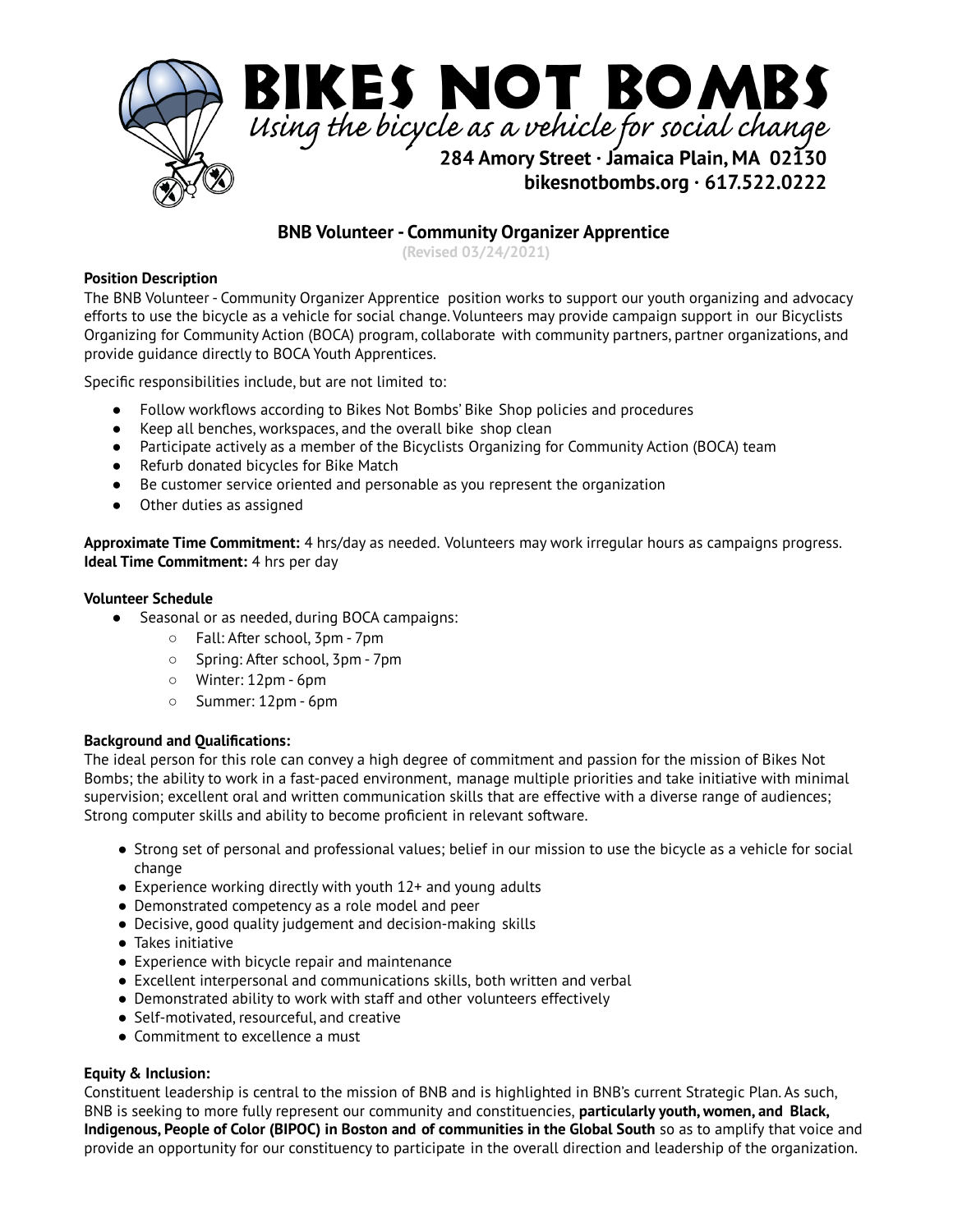# BIKES NOT BOMBS

*Using the bicycle as a vehicle for social change*

**284 Amory Street · Jamaica Plain, MA 02130**
**bikesnotbombs.org · 617.522.0222**

## BNB Volunteer - Community Organizer Apprentice

(Revised 03/24/2021)

**Position Description**

The BNB Volunteer - Community Organizer Apprentice position works to support our youth organizing and advocacy efforts to use the bicycle as a vehicle for social change. Volunteers may provide campaign support in our Bicyclists Organizing for Community Action (BOCA) program, collaborate with community partners, partner organizations, and provide guidance directly to BOCA Youth Apprentices.

Specific responsibilities include, but are not limited to:

- Follow workflows according to Bikes Not Bombs' Bike Shop policies and procedures
- Keep all benches, workspaces, and the overall bike shop clean
- Participate actively as a member of the Bicyclists Organizing for Community Action (BOCA) team
- Refurb donated bicycles for Bike Match
- Be customer service oriented and personable as you represent the organization
- Other duties as assigned

**Approximate Time Commitment:** 4 hrs/day as needed. Volunteers may work irregular hours as campaigns progress.
**Ideal Time Commitment:** 4 hrs per day

**Volunteer Schedule**

- Seasonal or as needed, during BOCA campaigns:
  - Fall: After school, 3pm - 7pm
  - Spring: After school, 3pm - 7pm
  - Winter: 12pm - 6pm
  - Summer: 12pm - 6pm

**Background and Qualifications:**

The ideal person for this role can convey a high degree of commitment and passion for the mission of Bikes Not Bombs; the ability to work in a fast-paced environment, manage multiple priorities and take initiative with minimal supervision; excellent oral and written communication skills that are effective with a diverse range of audiences; Strong computer skills and ability to become proficient in relevant software.

- Strong set of personal and professional values; belief in our mission to use the bicycle as a vehicle for social change
- Experience working directly with youth 12+ and young adults
- Demonstrated competency as a role model and peer
- Decisive, good quality judgement and decision-making skills
- Takes initiative
- Experience with bicycle repair and maintenance
- Excellent interpersonal and communications skills, both written and verbal
- Demonstrated ability to work with staff and other volunteers effectively
- Self-motivated, resourceful, and creative
- Commitment to excellence a must

**Equity & Inclusion:**

Constituent leadership is central to the mission of BNB and is highlighted in BNB's current Strategic Plan. As such, BNB is seeking to more fully represent our community and constituencies, **particularly youth, women, and Black, Indigenous, People of Color (BIPOC) in Boston and of communities in the Global South** so as to amplify that voice and provide an opportunity for our constituency to participate in the overall direction and leadership of the organization.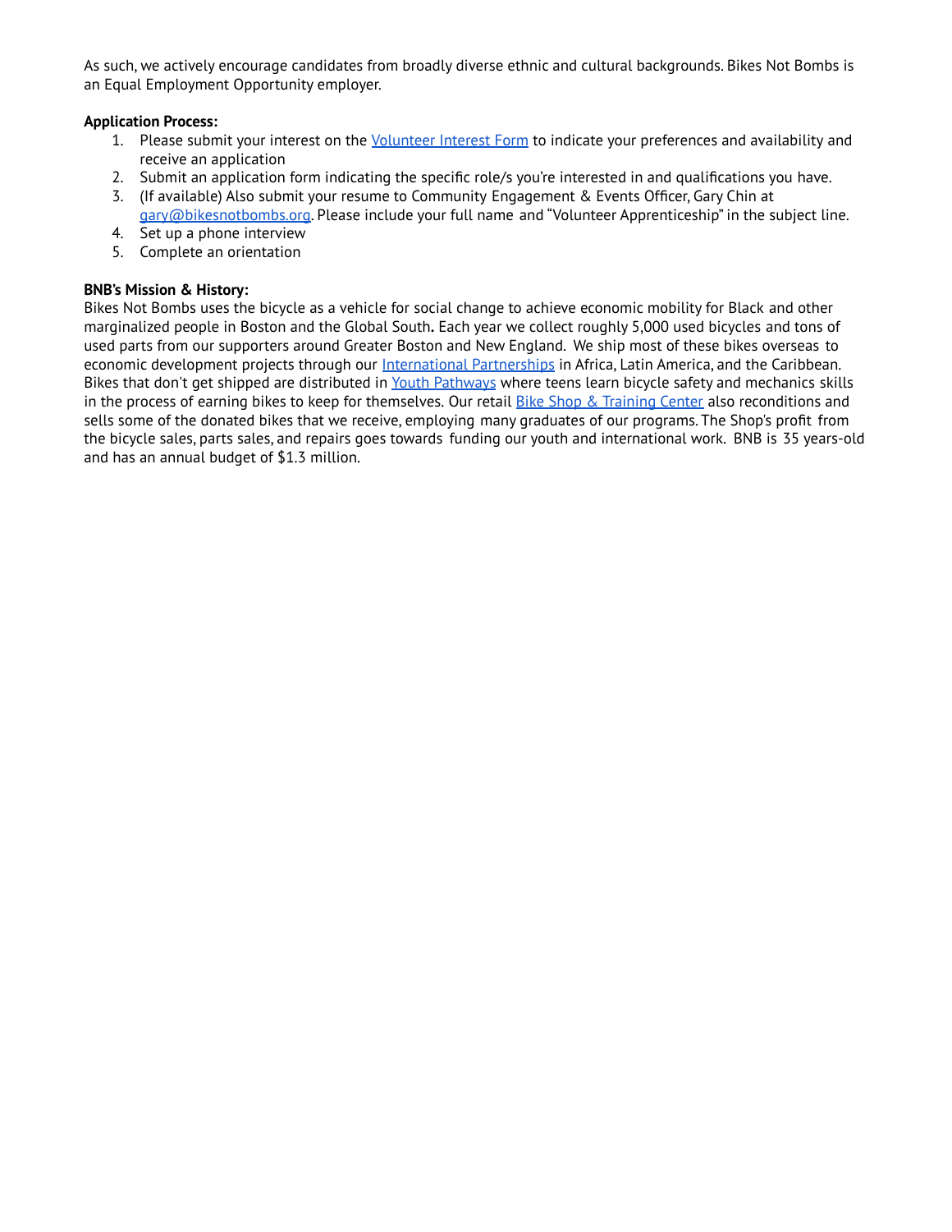As such, we actively encourage candidates from broadly diverse ethnic and cultural backgrounds. Bikes Not Bombs is an Equal Employment Opportunity employer.

**Application Process:**

1. Please submit your interest on the Volunteer Interest Form to indicate your preferences and availability and receive an application
2. Submit an application form indicating the specific role/s you're interested in and qualifications you have.
3. (If available) Also submit your resume to Community Engagement & Events Officer, Gary Chin at gary@bikesnotbombs.org. Please include your full name and "Volunteer Apprenticeship" in the subject line.
4. Set up a phone interview
5. Complete an orientation

**BNB's Mission & History:**

Bikes Not Bombs uses the bicycle as a vehicle for social change to achieve economic mobility for Black and other marginalized people in Boston and the Global South**.** Each year we collect roughly 5,000 used bicycles and tons of used parts from our supporters around Greater Boston and New England. We ship most of these bikes overseas to economic development projects through our International Partnerships in Africa, Latin America, and the Caribbean. Bikes that don't get shipped are distributed in Youth Pathways where teens learn bicycle safety and mechanics skills in the process of earning bikes to keep for themselves. Our retail Bike Shop & Training Center also reconditions and sells some of the donated bikes that we receive, employing many graduates of our programs. The Shop's profit from the bicycle sales, parts sales, and repairs goes towards funding our youth and international work. BNB is 35 years-old and has an annual budget of $1.3 million.